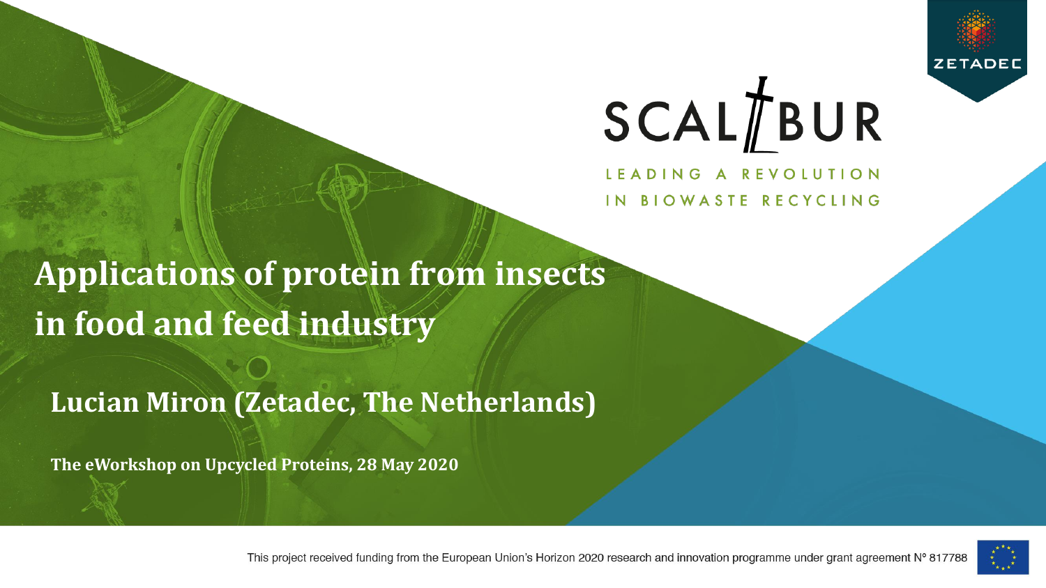ZETADEC

SCALIBUR

LEADING A REVOLUTION IN BIOWASTE RECYCLING

# Applications of protein from insects in food and feed industry

**Lucian Miron (Zetadec, The Netherlands)**

**The eWorkshop on Upcycled Proteins, 28 May 2020**

This project received funding from the European Union's Horizon 2020 research and innovation programme under grant agreement N° 817788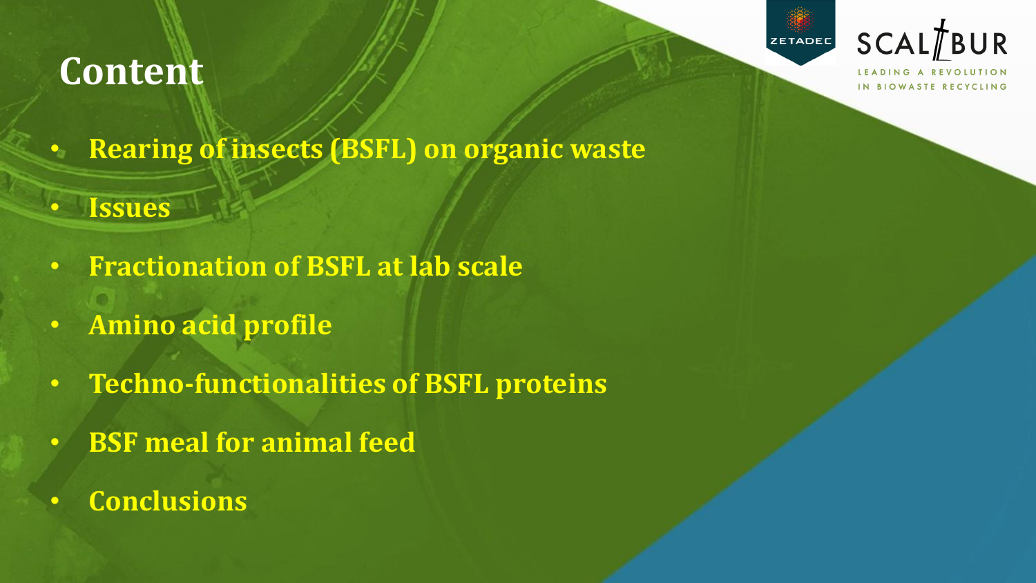# Content

- Rearing of insects (BSFL) on organic waste
- Issues
- Fractionation of BSFL at lab scale
- Amino acid profile
- Techno-functionalities of BSFL proteins
- BSF meal for animal feed
- Conclusions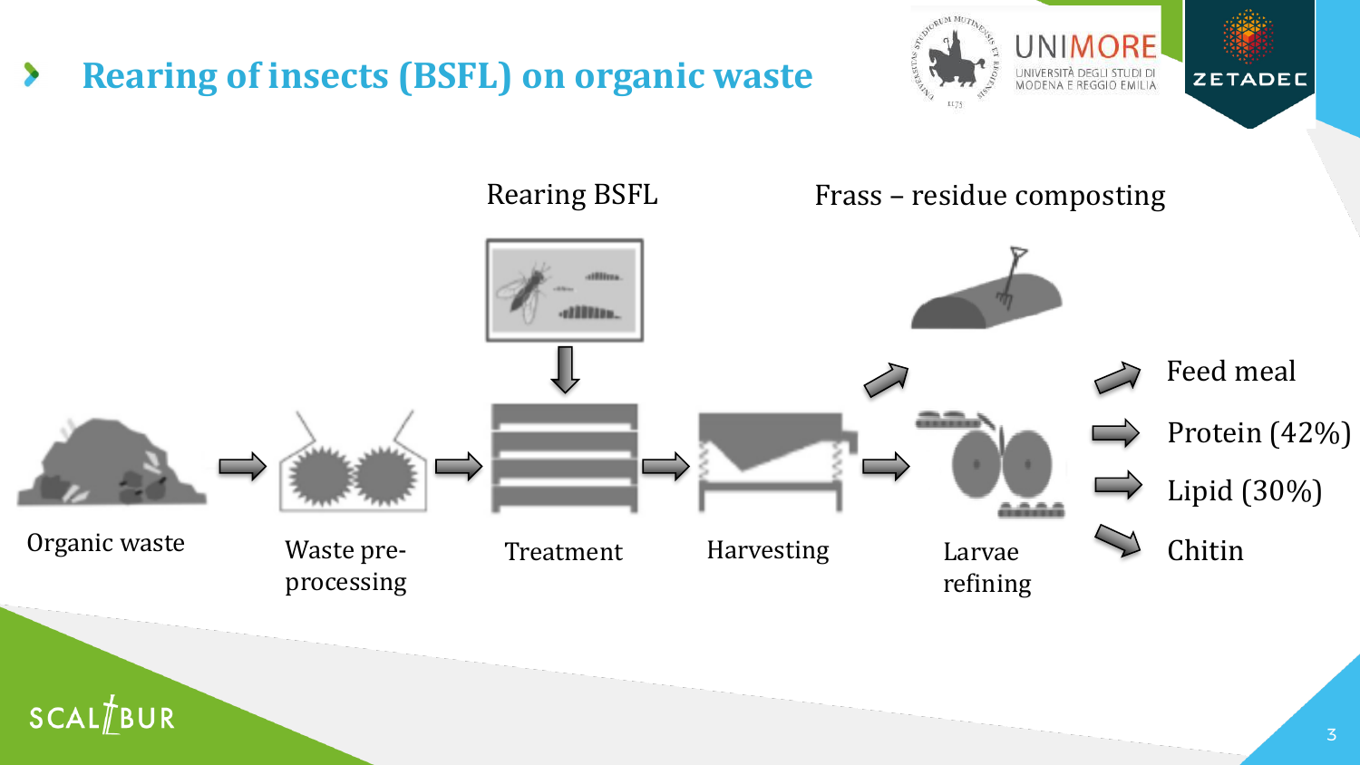# Rearing of insects (BSFL) on organic waste

Rearing BSFL

Frass – residue composting

Organic waste → Waste pre-processing → Treatment → Harvesting → Larvae refining

- Feed meal
- Protein (42%)
- Lipid (30%)
- Chitin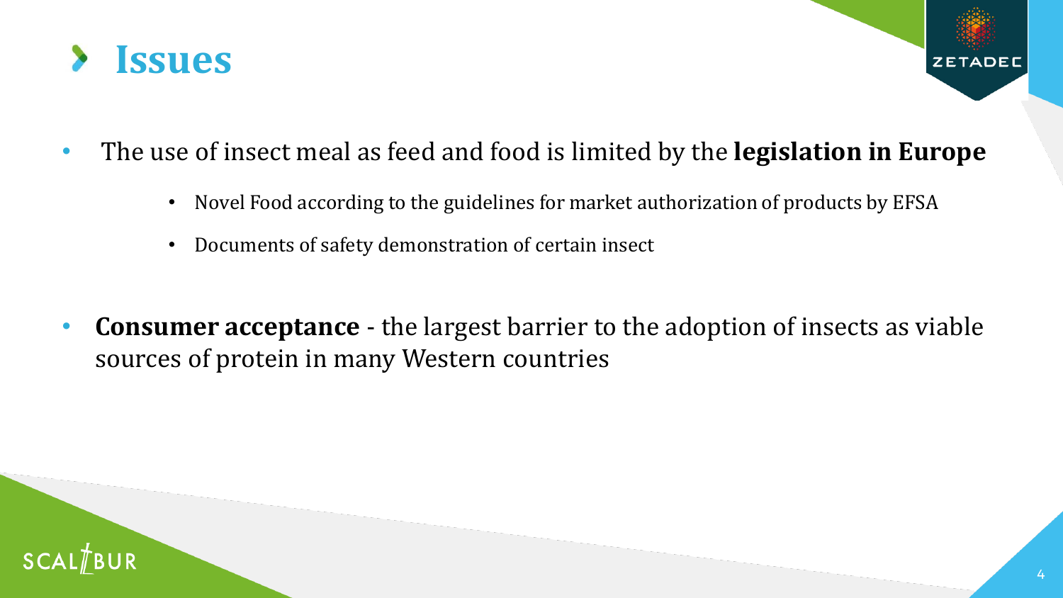# Issues

- The use of insect meal as feed and food is limited by the **legislation in Europe**
  - Novel Food according to the guidelines for market authorization of products by EFSA
  - Documents of safety demonstration of certain insect

- **Consumer acceptance** - the largest barrier to the adoption of insects as viable sources of protein in many Western countries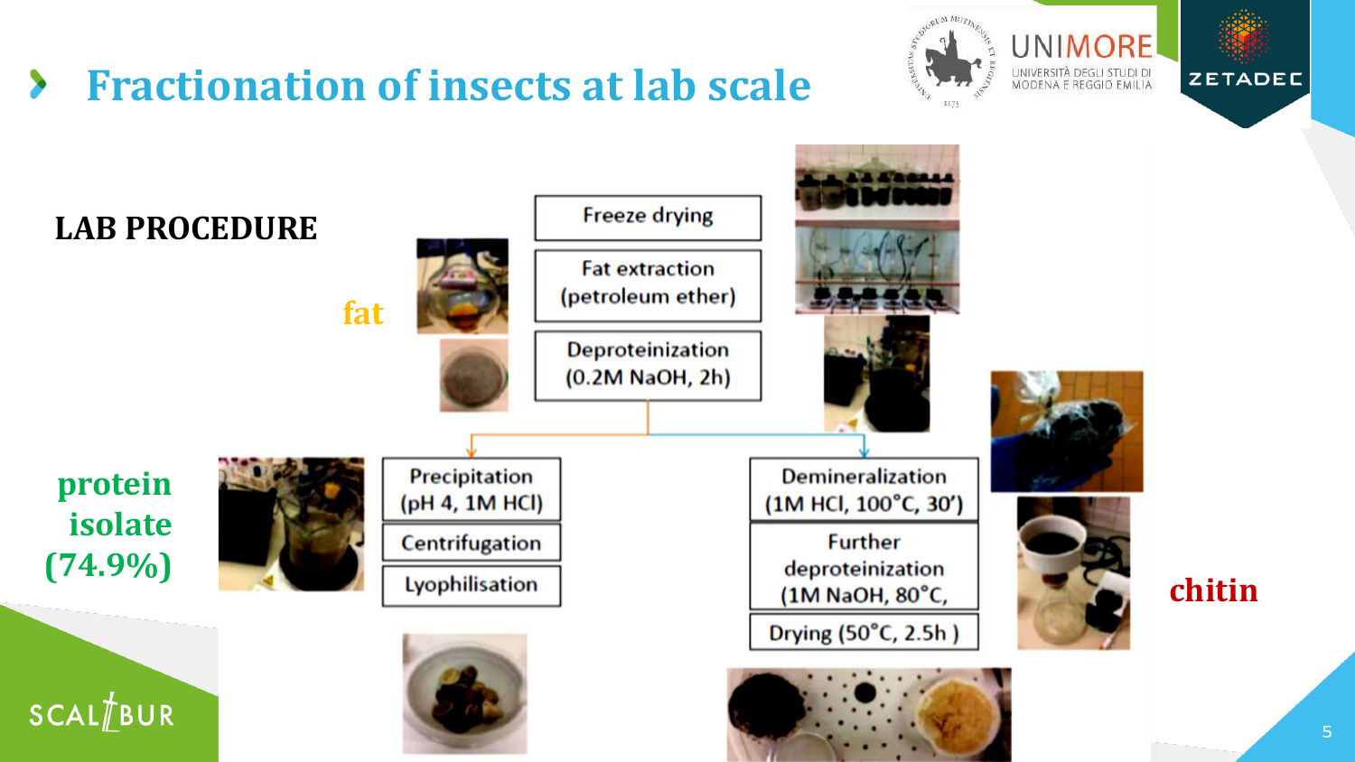# Fractionation of insects at lab scale

**LAB PROCEDURE**

- Freeze drying
- Fat extraction (petroleum ether) → **fat**
- Deproteinization (0.2M NaOH, 2h)

Branch 1:
- Precipitation (pH 4, 1M HCl)
- Centrifugation
- Lyophilisation

→ **protein isolate (74.9%)**

Branch 2:
- Demineralization (1M HCl, 100°C, 30')
- Further deproteinization (1M NaOH, 80°C,
- Drying (50°C, 2.5h )

→ **chitin**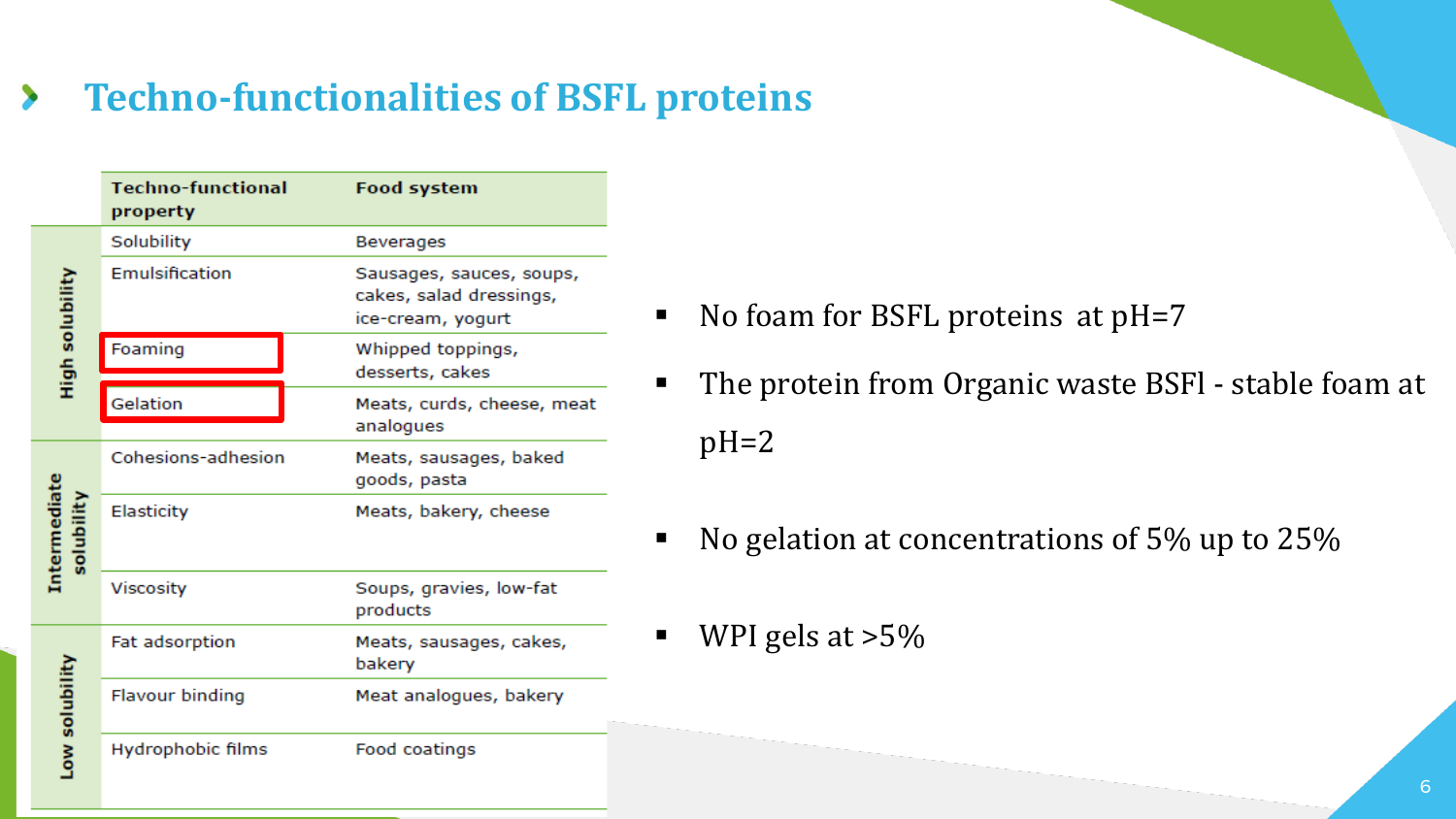# Techno-functionalities of BSFL proteins

| | Techno-functional property | Food system |
|---|---|---|
| High solubility | Solubility | Beverages |
| | Emulsification | Sausages, sauces, soups, cakes, salad dressings, ice-cream, yogurt |
| | Foaming | Whipped toppings, desserts, cakes |
| | Gelation | Meats, curds, cheese, meat analogues |
| Intermediate solubility | Cohesions-adhesion | Meats, sausages, baked goods, pasta |
| | Elasticity | Meats, bakery, cheese |
| | Viscosity | Soups, gravies, low-fat products |
| Low solubility | Fat adsorption | Meats, sausages, cakes, bakery |
| | Flavour binding | Meat analogues, bakery |
| | Hydrophobic films | Food coatings |

- No foam for BSFL proteins at pH=7
- The protein from Organic waste BSFl - stable foam at pH=2
- No gelation at concentrations of 5% up to 25%
- WPI gels at >5%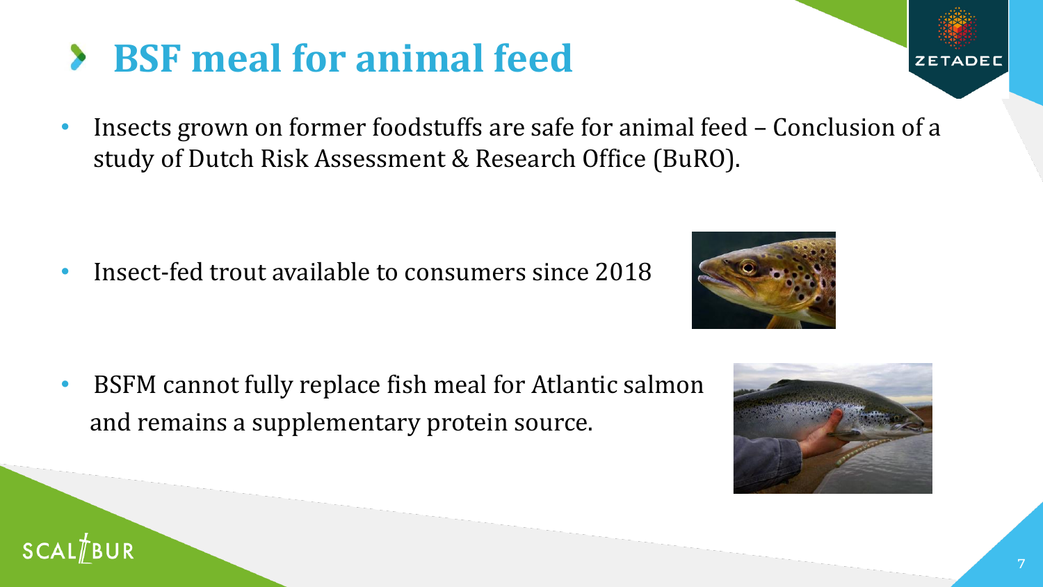# BSF meal for animal feed

- Insects grown on former foodstuffs are safe for animal feed – Conclusion of a study of Dutch Risk Assessment & Research Office (BuRO).

- Insect-fed trout available to consumers since 2018

- BSFM cannot fully replace fish meal for Atlantic salmon and remains a supplementary protein source.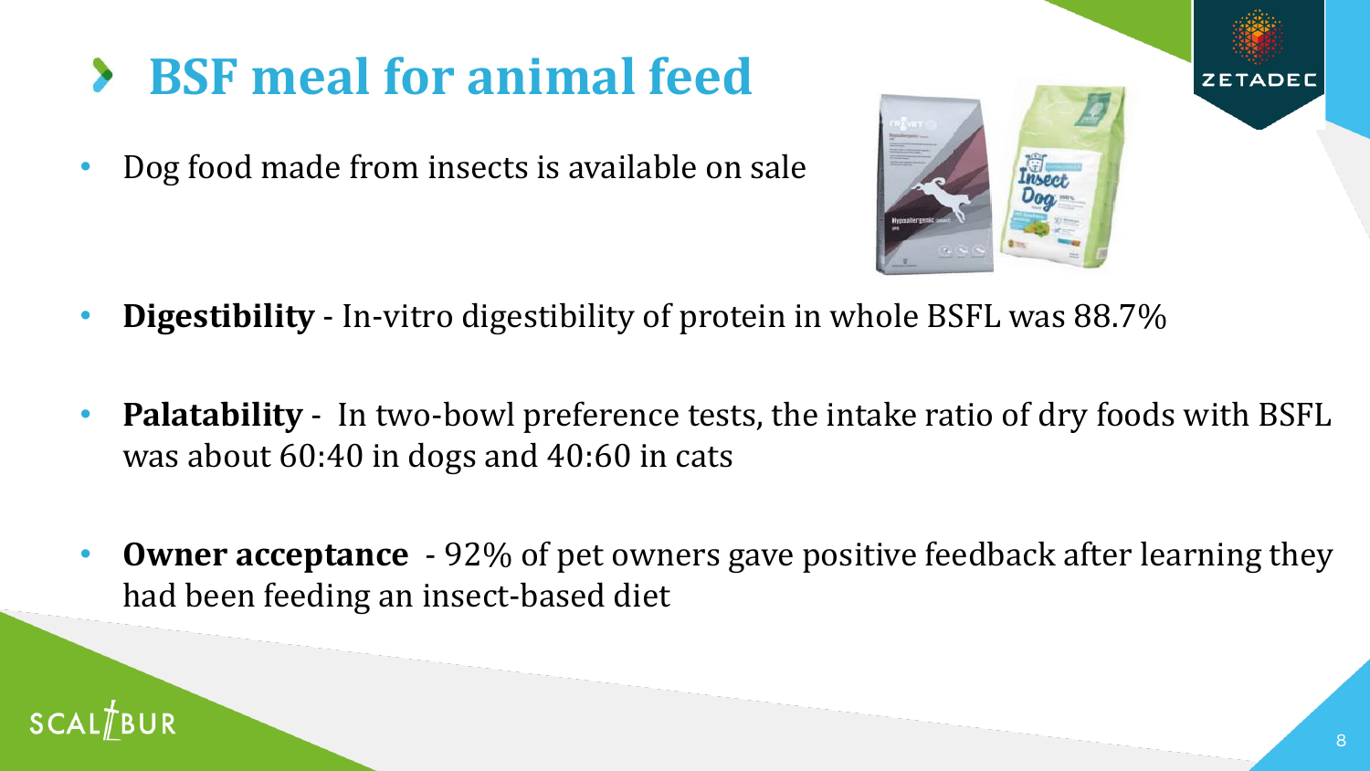# BSF meal for animal feed

- Dog food made from insects is available on sale

- **Digestibility** - In-vitro digestibility of protein in whole BSFL was 88.7%

- **Palatability** - In two-bowl preference tests, the intake ratio of dry foods with BSFL was about 60:40 in dogs and 40:60 in cats

- **Owner acceptance** - 92% of pet owners gave positive feedback after learning they had been feeding an insect-based diet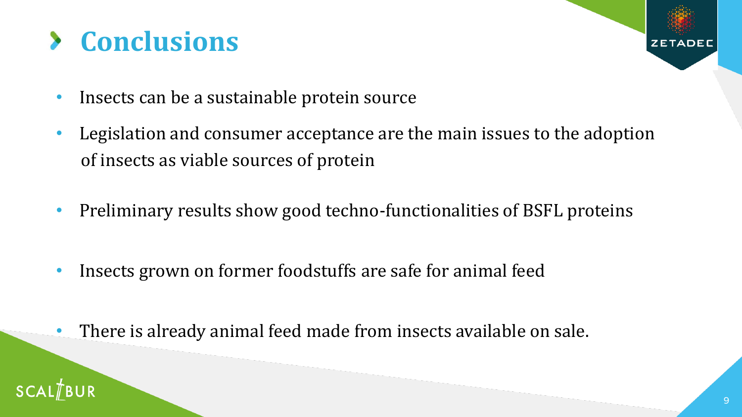# Conclusions

- Insects can be a sustainable protein source
- Legislation and consumer acceptance are the main issues to the adoption of insects as viable sources of protein
- Preliminary results show good techno-functionalities of BSFL proteins
- Insects grown on former foodstuffs are safe for animal feed
- There is already animal feed made from insects available on sale.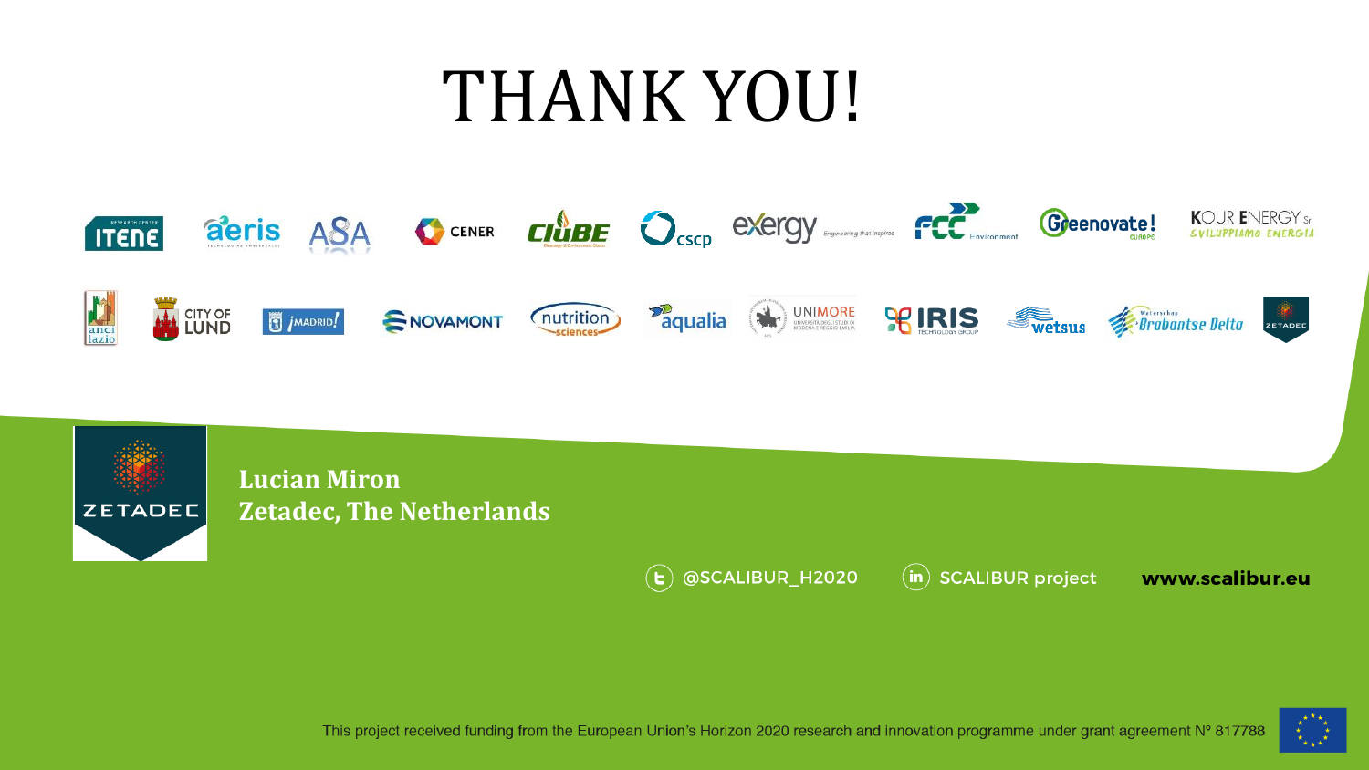# THANK YOU!

**Lucian Miron**
**Zetadec, The Netherlands**

@SCALIBUR_H2020

SCALIBUR project

**www.scalibur.eu**

This project received funding from the European Union's Horizon 2020 research and innovation programme under grant agreement Nº 817788